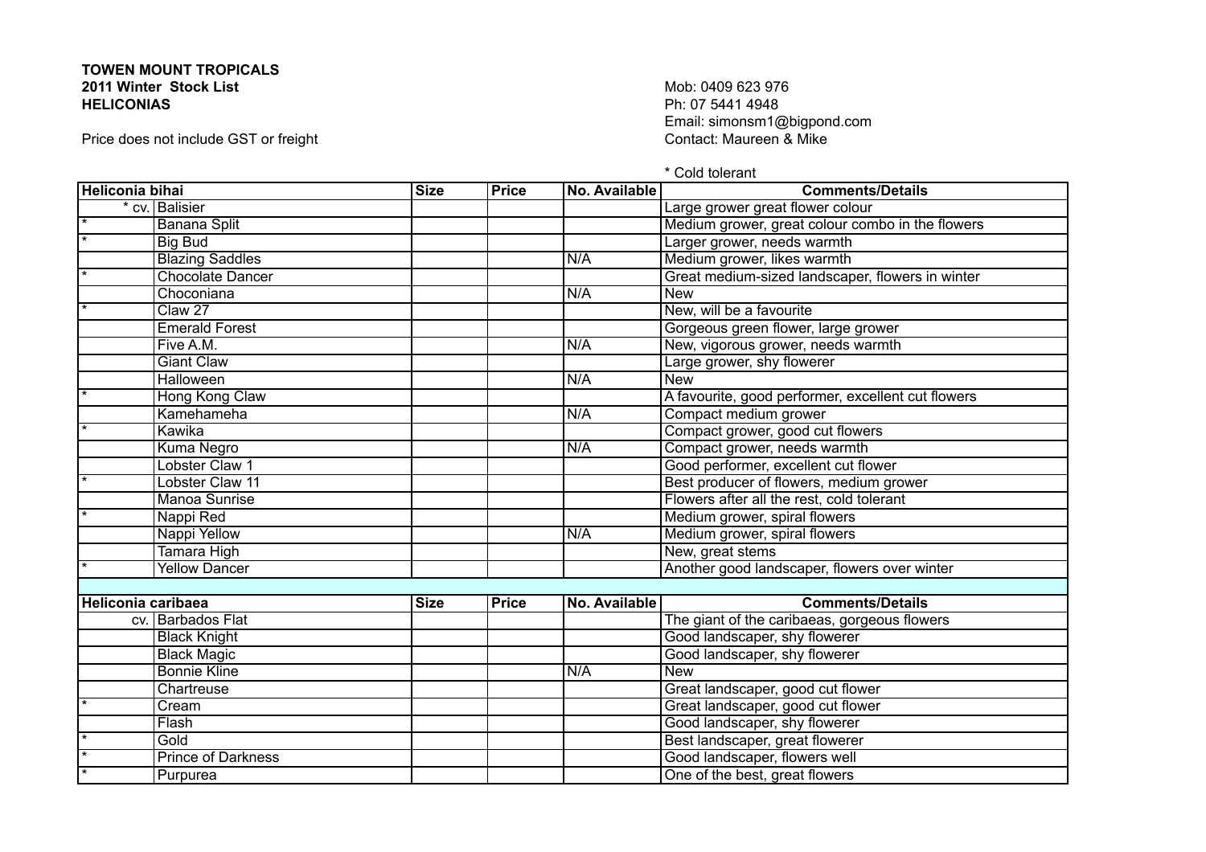**TOWEN MOUNT TROPICALS**
**2011 Winter Stock List**
**HELICONIAS**

Price does not include GST or freight

Mob: 0409 623 976
Ph: 07 5441 4948
Email: simonsm1@bigpond.com
Contact: Maureen & Mike

\* Cold tolerant

| **Heliconia bihai** | | **Size** | **Price** | **No. Available** | **Comments/Details** |
|---|---|---|---|---|---|
| * cv. | Balisier | | | | Large grower great flower colour |
| * | Banana Split | | | | Medium grower, great colour combo in the flowers |
| * | Big Bud | | | | Larger grower, needs warmth |
| | Blazing Saddles | | | N/A | Medium grower, likes warmth |
| * | Chocolate Dancer | | | | Great medium-sized landscaper, flowers in winter |
| | Choconiana | | | N/A | New |
| * | Claw 27 | | | | New, will be a favourite |
| | Emerald Forest | | | | Gorgeous green flower, large grower |
| | Five A.M. | | | N/A | New, vigorous grower, needs warmth |
| | Giant Claw | | | | Large grower, shy flowerer |
| | Halloween | | | N/A | New |
| * | Hong Kong Claw | | | | A favourite, good performer, excellent cut flowers |
| | Kamehameha | | | N/A | Compact medium grower |
| * | Kawika | | | | Compact grower, good cut flowers |
| | Kuma Negro | | | N/A | Compact grower, needs warmth |
| | Lobster Claw 1 | | | | Good performer, excellent cut flower |
| * | Lobster Claw 11 | | | | Best producer of flowers, medium grower |
| | Manoa Sunrise | | | | Flowers after all the rest, cold tolerant |
| * | Nappi Red | | | | Medium grower, spiral flowers |
| | Nappi Yellow | | | N/A | Medium grower, spiral flowers |
| | Tamara High | | | | New, great stems |
| * | Yellow Dancer | | | | Another good landscaper, flowers over winter |

| **Heliconia caribaea** | | **Size** | **Price** | **No. Available** | **Comments/Details** |
|---|---|---|---|---|---|
| cv. | Barbados Flat | | | | The giant of the caribaeas, gorgeous flowers |
| | Black Knight | | | | Good landscaper, shy flowerer |
| | Black Magic | | | | Good landscaper, shy flowerer |
| | Bonnie Kline | | | N/A | New |
| | Chartreuse | | | | Great landscaper, good cut flower |
| * | Cream | | | | Great landscaper, good cut flower |
| | Flash | | | | Good landscaper, shy flowerer |
| * | Gold | | | | Best landscaper, great flowerer |
| * | Prince of Darkness | | | | Good landscaper, flowers well |
| * | Purpurea | | | | One of the best, great flowers |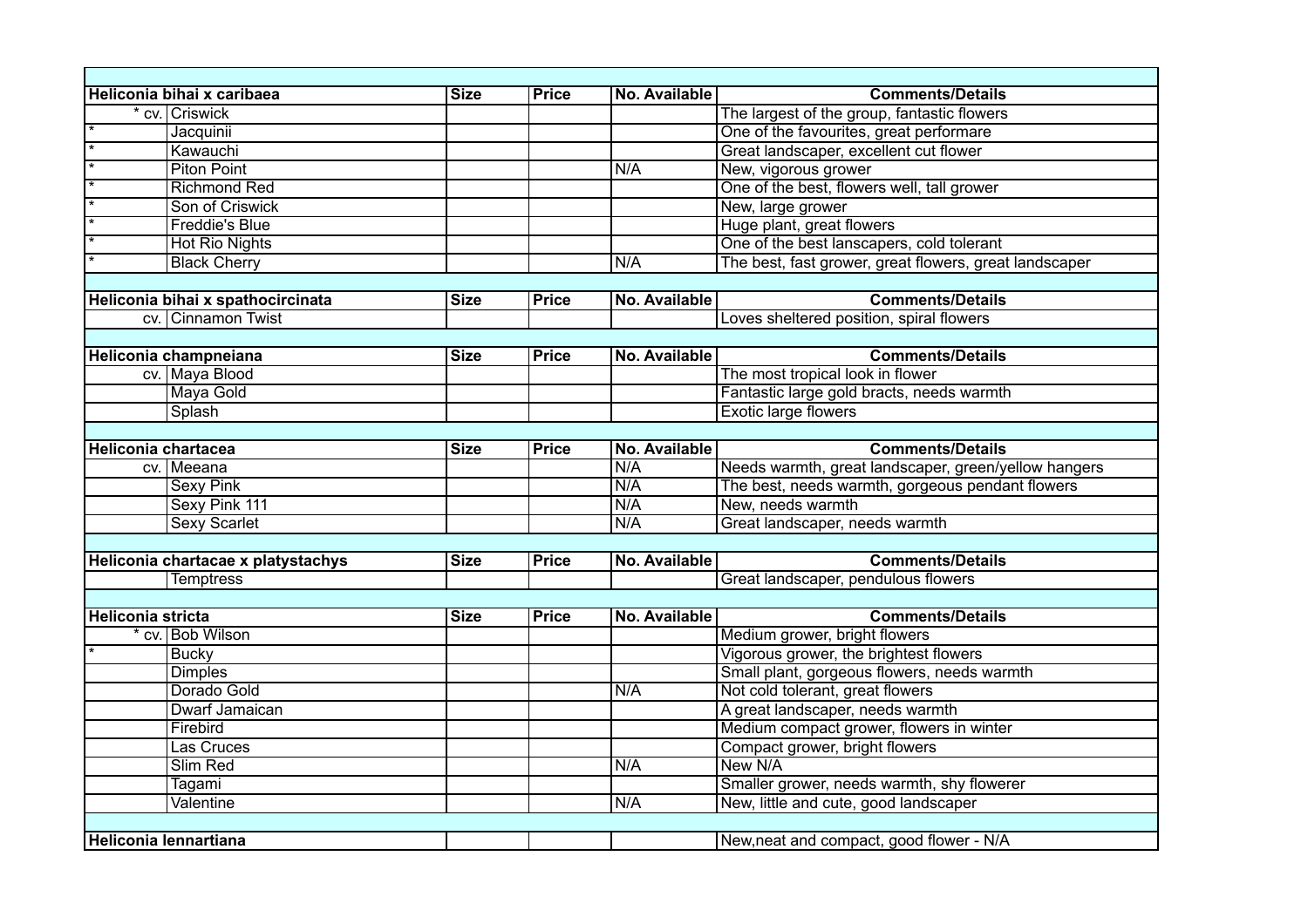| | Heliconia bihai x caribaea | Size | Price | No. Available | Comments/Details |
|---|---|---|---|---|---|
| * cv. | Criswick | | | | The largest of the group, fantastic flowers |
| * | Jacquinii | | | | One of the favourites, great performare |
| * | Kawauchi | | | | Great landscaper, excellent cut flower |
| * | Piton Point | | | N/A | New, vigorous grower |
| * | Richmond Red | | | | One of the best, flowers well, tall grower |
| * | Son of Criswick | | | | New, large grower |
| * | Freddie's Blue | | | | Huge plant, great flowers |
| * | Hot Rio Nights | | | | One of the best lanscapers, cold tolerant |
| * | Black Cherry | | | N/A | The best, fast grower, great flowers, great landscaper |
| | | | | | |
| | **Heliconia bihai x spathocircinata** | **Size** | **Price** | **No. Available** | **Comments/Details** |
| cv. | Cinnamon Twist | | | | Loves sheltered position, spiral flowers |
| | | | | | |
| | **Heliconia champneiana** | **Size** | **Price** | **No. Available** | **Comments/Details** |
| cv. | Maya Blood | | | | The most tropical look in flower |
| | Maya Gold | | | | Fantastic large gold bracts, needs warmth |
| | Splash | | | | Exotic large flowers |
| | | | | | |
| | **Heliconia chartacea** | **Size** | **Price** | **No. Available** | **Comments/Details** |
| cv. | Meeana | | | N/A | Needs warmth, great landscaper, green/yellow hangers |
| | Sexy Pink | | | N/A | The best, needs warmth, gorgeous pendant flowers |
| | Sexy Pink 111 | | | N/A | New, needs warmth |
| | Sexy Scarlet | | | N/A | Great landscaper, needs warmth |
| | | | | | |
| | **Heliconia chartacae x platystachys** | **Size** | **Price** | **No. Available** | **Comments/Details** |
| | Temptress | | | | Great landscaper, pendulous flowers |
| | | | | | |
| | **Heliconia stricta** | **Size** | **Price** | **No. Available** | **Comments/Details** |
| * cv. | Bob Wilson | | | | Medium grower, bright flowers |
| * | Bucky | | | | Vigorous grower, the brightest flowers |
| | Dimples | | | | Small plant, gorgeous flowers, needs warmth |
| | Dorado Gold | | | N/A | Not cold tolerant, great flowers |
| | Dwarf Jamaican | | | | A great landscaper, needs warmth |
| | Firebird | | | | Medium compact grower, flowers in winter |
| | Las Cruces | | | | Compact grower, bright flowers |
| | Slim Red | | | N/A | New N/A |
| | Tagami | | | | Smaller grower, needs warmth, shy flowerer |
| | Valentine | | | N/A | New, little and cute, good landscaper |
| | | | | | |
| | **Heliconia lennartiana** | | | | New,neat and compact, good flower - N/A |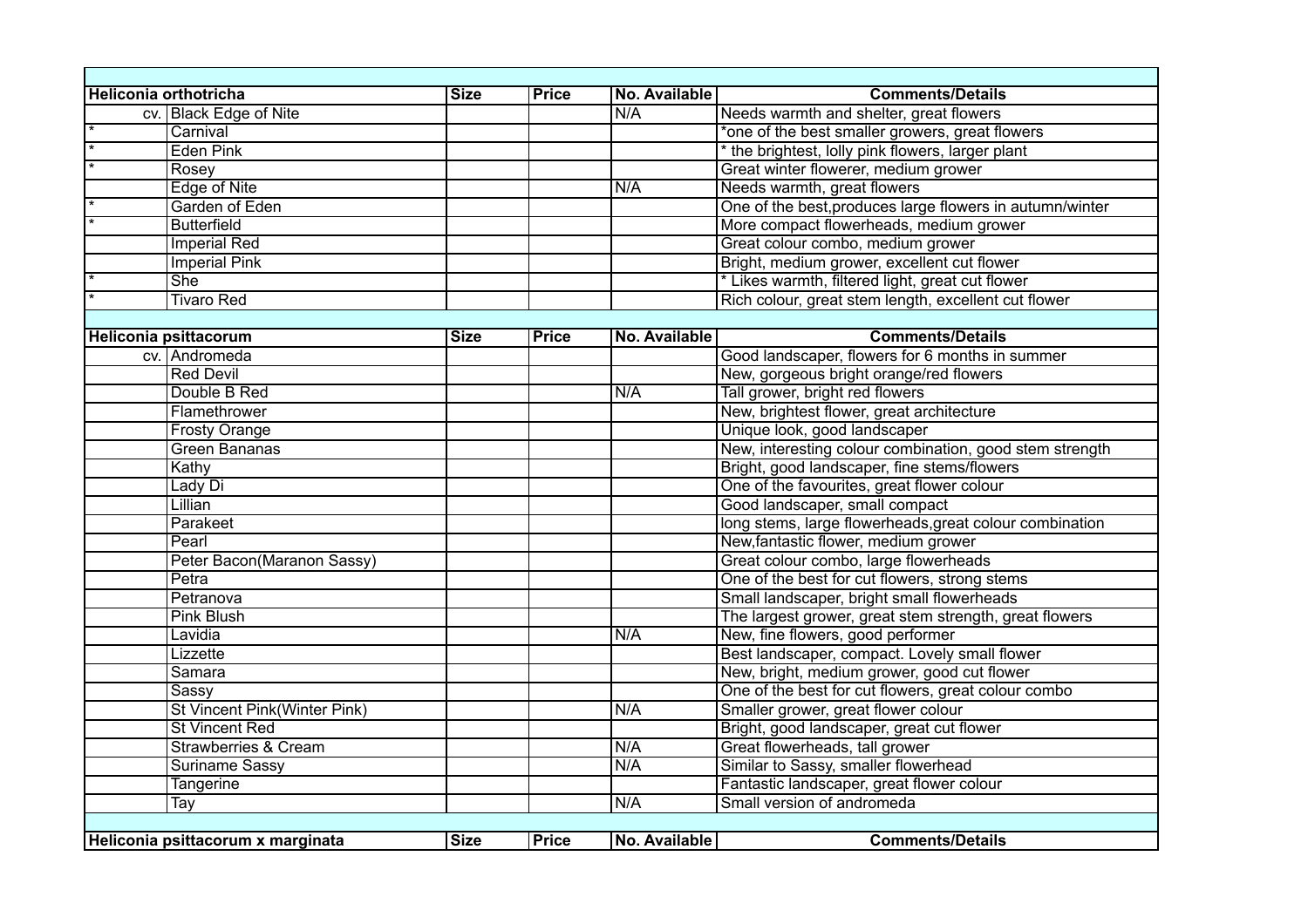| | | Size | Price | No. Available | Comments/Details |
|---|---|---|---|---|---|
| **Heliconia orthotricha** | | **Size** | **Price** | **No. Available** | **Comments/Details** |
| cv. | Black Edge of Nite | | | N/A | Needs warmth and shelter, great flowers |
| * | Carnival | | | | *one of the best smaller growers, great flowers |
| * | Eden Pink | | | | * the brightest, lolly pink flowers, larger plant |
| * | Rosey | | | | Great winter flowerer, medium grower |
| | Edge of Nite | | | N/A | Needs warmth, great flowers |
| * | Garden of Eden | | | | One of the best,produces large flowers in autumn/winter |
| * | Butterfield | | | | More compact flowerheads, medium grower |
| | Imperial Red | | | | Great colour combo, medium grower |
| | Imperial Pink | | | | Bright, medium grower, excellent cut flower |
| * | She | | | | * Likes warmth, filtered light, great cut flower |
| * | Tivaro Red | | | | Rich colour, great stem length, excellent cut flower |
| | | | | | |
| **Heliconia psittacorum** | | **Size** | **Price** | **No. Available** | **Comments/Details** |
| cv. | Andromeda | | | | Good landscaper, flowers for 6 months in summer |
| | Red Devil | | | | New, gorgeous bright orange/red flowers |
| | Double B Red | | | N/A | Tall grower, bright red flowers |
| | Flamethrower | | | | New, brightest flower, great architecture |
| | Frosty Orange | | | | Unique look, good landscaper |
| | Green Bananas | | | | New, interesting colour combination, good stem strength |
| | Kathy | | | | Bright, good landscaper, fine stems/flowers |
| | Lady Di | | | | One of the favourites, great flower colour |
| | Lillian | | | | Good landscaper, small compact |
| | Parakeet | | | | long stems, large flowerheads,great colour combination |
| | Pearl | | | | New,fantastic flower, medium grower |
| | Peter Bacon(Maranon Sassy) | | | | Great colour combo, large flowerheads |
| | Petra | | | | One of the best for cut flowers, strong stems |
| | Petranova | | | | Small landscaper, bright small flowerheads |
| | Pink Blush | | | | The largest grower, great stem strength, great flowers |
| | Lavidia | | | N/A | New, fine flowers, good performer |
| | Lizzette | | | | Best landscaper, compact. Lovely small flower |
| | Samara | | | | New, bright, medium grower, good cut flower |
| | Sassy | | | | One of the best for cut flowers, great colour combo |
| | St Vincent Pink(Winter Pink) | | | N/A | Smaller grower, great flower colour |
| | St Vincent Red | | | | Bright, good landscaper, great cut flower |
| | Strawberries & Cream | | | N/A | Great flowerheads, tall grower |
| | Suriname Sassy | | | N/A | Similar to Sassy, smaller flowerhead |
| | Tangerine | | | | Fantastic landscaper, great flower colour |
| | Tay | | | N/A | Small version of andromeda |
| | | | | | |
| **Heliconia psittacorum x marginata** | | **Size** | **Price** | **No. Available** | **Comments/Details** |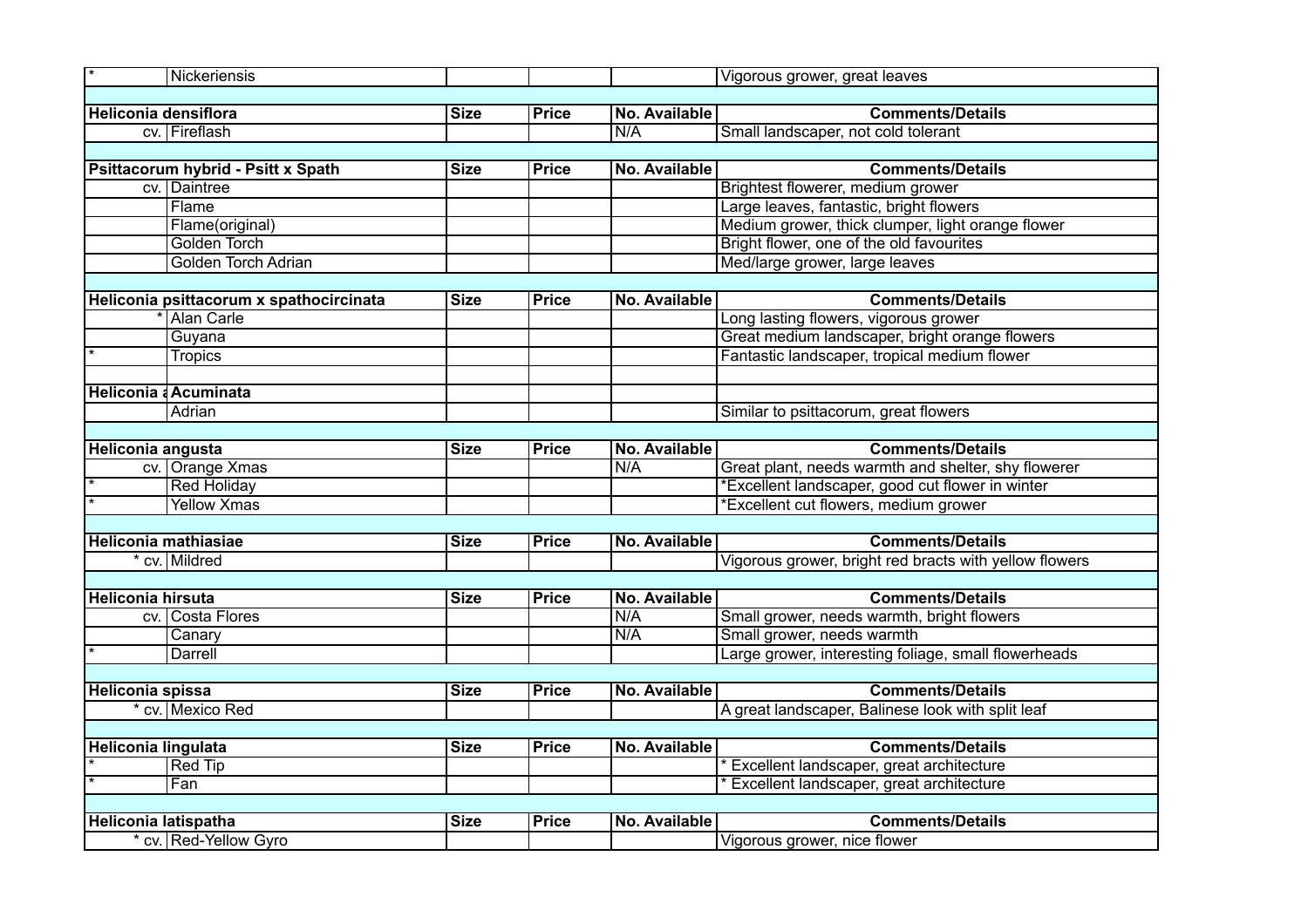| | | Size | Price | No. Available | Comments/Details |
|---|---|---|---|---|---|
| * | Nickeriensis | | | | Vigorous grower, great leaves |
| | | | | | |
| **Heliconia densiflora** | | **Size** | **Price** | **No. Available** | **Comments/Details** |
| cv. | Fireflash | | | N/A | Small landscaper, not cold tolerant |
| | | | | | |
| **Psittacorum hybrid - Psitt x Spath** | | **Size** | **Price** | **No. Available** | **Comments/Details** |
| cv. | Daintree | | | | Brightest flowerer, medium grower |
| | Flame | | | | Large leaves, fantastic, bright flowers |
| | Flame(original) | | | | Medium grower, thick clumper, light orange flower |
| | Golden Torch | | | | Bright flower, one of the old favourites |
| | Golden Torch Adrian | | | | Med/large grower, large leaves |
| | | | | | |
| **Heliconia psittacorum x spathocircinata** | | **Size** | **Price** | **No. Available** | **Comments/Details** |
| * | Alan Carle | | | | Long lasting flowers, vigorous grower |
| | Guyana | | | | Great medium landscaper, bright orange flowers |
| * | Tropics | | | | Fantastic landscaper, tropical medium flower |
| | | | | | |
| **Heliconia a** | **Acuminata** | | | | |
| | Adrian | | | | Similar to psittacorum, great flowers |
| | | | | | |
| **Heliconia angusta** | | **Size** | **Price** | **No. Available** | **Comments/Details** |
| cv. | Orange Xmas | | | N/A | Great plant, needs warmth and shelter, shy flowerer |
| * | Red Holiday | | | | *Excellent landscaper, good cut flower in winter |
| * | Yellow Xmas | | | | *Excellent cut flowers, medium grower |
| | | | | | |
| **Heliconia mathiasiae** | | **Size** | **Price** | **No. Available** | **Comments/Details** |
| * cv. | Mildred | | | | Vigorous grower, bright red bracts with yellow flowers |
| | | | | | |
| **Heliconia hirsuta** | | **Size** | **Price** | **No. Available** | **Comments/Details** |
| cv. | Costa Flores | | | N/A | Small grower, needs warmth, bright flowers |
| | Canary | | | N/A | Small grower, needs warmth |
| * | Darrell | | | | Large grower, interesting foliage, small flowerheads |
| | | | | | |
| **Heliconia spissa** | | **Size** | **Price** | **No. Available** | **Comments/Details** |
| * cv. | Mexico Red | | | | A great landscaper, Balinese look with split leaf |
| | | | | | |
| **Heliconia lingulata** | | **Size** | **Price** | **No. Available** | **Comments/Details** |
| * | Red Tip | | | | * Excellent landscaper, great architecture |
| * | Fan | | | | * Excellent landscaper, great architecture |
| | | | | | |
| **Heliconia latispatha** | | **Size** | **Price** | **No. Available** | **Comments/Details** |
| * cv. | Red-Yellow Gyro | | | | Vigorous grower, nice flower |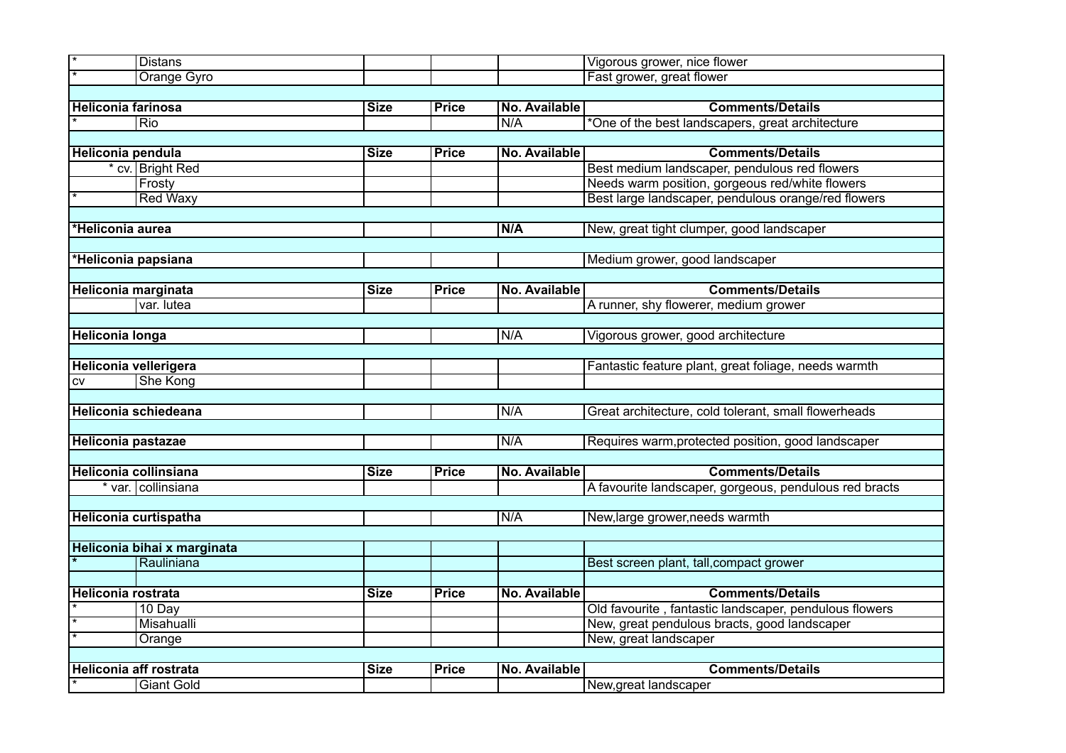| | | Size | Price | No. Available | Comments/Details |
|---|---|---|---|---|---|
| * | Distans | | | | Vigorous grower, nice flower |
| * | Orange Gyro | | | | Fast grower, great flower |
| | | | | | |
| **Heliconia farinosa** | | **Size** | **Price** | **No. Available** | **Comments/Details** |
| * | Rio | | | N/A | *One of the best landscapers, great architecture |
| | | | | | |
| **Heliconia pendula** | | **Size** | **Price** | **No. Available** | **Comments/Details** |
| * cv. | Bright Red | | | | Best medium landscaper, pendulous red flowers |
| | Frosty | | | | Needs warm position, gorgeous red/white flowers |
| * | Red Waxy | | | | Best large landscaper, pendulous orange/red flowers |
| | | | | | |
| ***Heliconia aurea** | | | | **N/A** | New, great tight clumper, good landscaper |
| | | | | | |
| ***Heliconia papsiana** | | | | | Medium grower, good landscaper |
| | | | | | |
| **Heliconia marginata** | | **Size** | **Price** | **No. Available** | **Comments/Details** |
| | var. lutea | | | | A runner, shy flowerer, medium grower |
| | | | | | |
| **Heliconia longa** | | | | N/A | Vigorous grower, good architecture |
| | | | | | |
| **Heliconia vellerigera** | | | | | Fantastic feature plant, great foliage, needs warmth |
| cv | She Kong | | | | |
| | | | | | |
| **Heliconia schiedeana** | | | | N/A | Great architecture, cold tolerant, small flowerheads |
| | | | | | |
| **Heliconia pastazae** | | | | N/A | Requires warm,protected position, good landscaper |
| | | | | | |
| **Heliconia collinsiana** | | **Size** | **Price** | **No. Available** | **Comments/Details** |
| * var. | collinsiana | | | | A favourite landscaper, gorgeous, pendulous red bracts |
| | | | | | |
| **Heliconia curtispatha** | | | | N/A | New,large grower,needs warmth |
| | | | | | |
| **Heliconia bihai x marginata** | | | | | |
| * | Rauliniana | | | | Best screen plant, tall,compact grower |
| | | | | | |
| **Heliconia rostrata** | | **Size** | **Price** | **No. Available** | **Comments/Details** |
| * | 10 Day | | | | Old favourite , fantastic landscaper, pendulous flowers |
| * | Misahualli | | | | New, great pendulous bracts, good landscaper |
| * | Orange | | | | New, great landscaper |
| | | | | | |
| **Heliconia aff rostrata** | | **Size** | **Price** | **No. Available** | **Comments/Details** |
| * | Giant Gold | | | | New,great landscaper |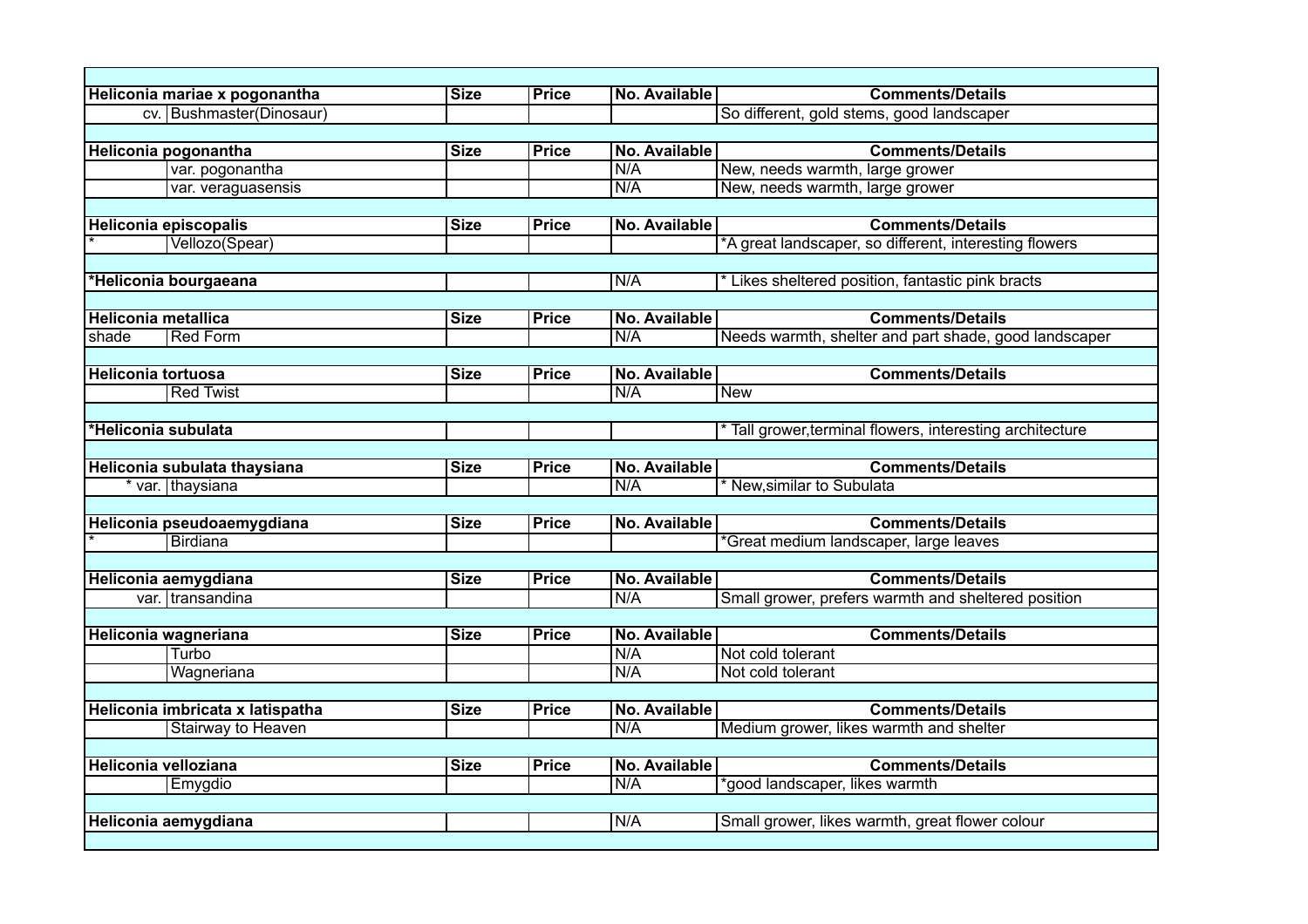| Heliconia mariae x pogonantha | | Size | Price | No. Available | Comments/Details |
|---|---|---|---|---|---|
| cv. | Bushmaster(Dinosaur) | | | | So different, gold stems, good landscaper |
| | | | | | |
| **Heliconia pogonantha** | | **Size** | **Price** | **No. Available** | **Comments/Details** |
| | var. pogonantha | | | N/A | New, needs warmth, large grower |
| | var. veraguasensis | | | N/A | New, needs warmth, large grower |
| | | | | | |
| **Heliconia episcopalis** | | **Size** | **Price** | **No. Available** | **Comments/Details** |
| * | Vellozo(Spear) | | | | *A great landscaper, so different, interesting flowers |
| | | | | | |
| ***Heliconia bourgaeana** | | | | N/A | * Likes sheltered position, fantastic pink bracts |
| | | | | | |
| **Heliconia metallica** | | **Size** | **Price** | **No. Available** | **Comments/Details** |
| shade | Red Form | | | N/A | Needs warmth, shelter and part shade, good landscaper |
| | | | | | |
| **Heliconia tortuosa** | | **Size** | **Price** | **No. Available** | **Comments/Details** |
| | Red Twist | | | N/A | New |
| | | | | | |
| ***Heliconia subulata** | | | | | * Tall grower,terminal flowers, interesting architecture |
| | | | | | |
| **Heliconia subulata thaysiana** | | **Size** | **Price** | **No. Available** | **Comments/Details** |
| * var. | thaysiana | | | N/A | * New,similar to Subulata |
| | | | | | |
| **Heliconia pseudoaemygdiana** | | **Size** | **Price** | **No. Available** | **Comments/Details** |
| * | Birdiana | | | | *Great medium landscaper, large leaves |
| | | | | | |
| **Heliconia aemygdiana** | | **Size** | **Price** | **No. Available** | **Comments/Details** |
| var. | transandina | | | N/A | Small grower, prefers warmth and sheltered position |
| | | | | | |
| **Heliconia wagneriana** | | **Size** | **Price** | **No. Available** | **Comments/Details** |
| | Turbo | | | N/A | Not cold tolerant |
| | Wagneriana | | | N/A | Not cold tolerant |
| | | | | | |
| **Heliconia imbricata x latispatha** | | **Size** | **Price** | **No. Available** | **Comments/Details** |
| | Stairway to Heaven | | | N/A | Medium grower, likes warmth and shelter |
| | | | | | |
| **Heliconia velloziana** | | **Size** | **Price** | **No. Available** | **Comments/Details** |
| | Emygdio | | | N/A | *good landscaper, likes warmth |
| | | | | | |
| **Heliconia aemygdiana** | | | | N/A | Small grower, likes warmth, great flower colour |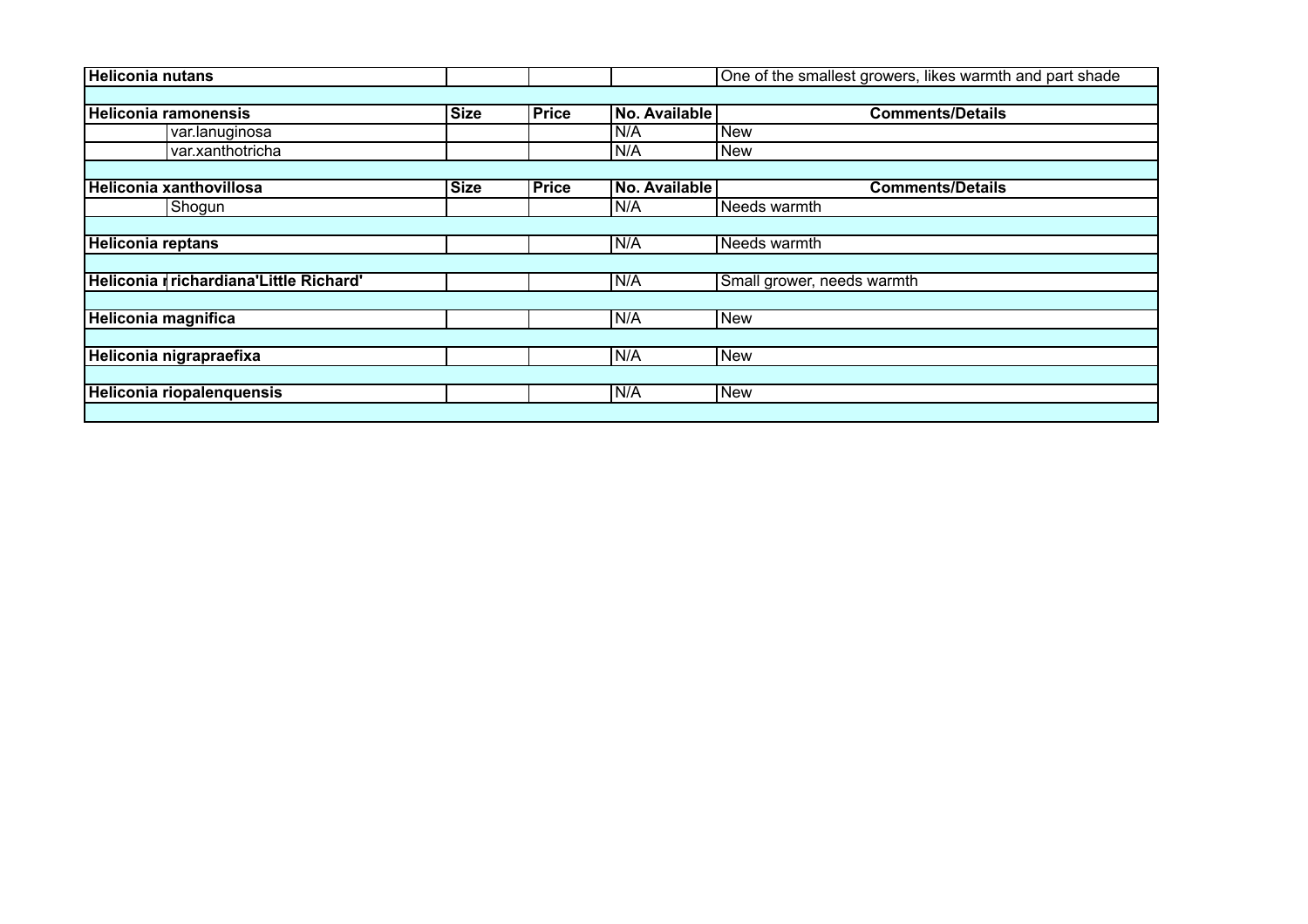| | | | | | |
|---|---|---|---|---|---|
| **Heliconia nutans** | | | | | One of the smallest growers, likes warmth and part shade |
| | | | | | |
| **Heliconia ramonensis** | | **Size** | **Price** | **No. Available** | **Comments/Details** |
| | var.lanuginosa | | | N/A | New |
| | var.xanthotricha | | | N/A | New |
| | | | | | |
| **Heliconia xanthovillosa** | | **Size** | **Price** | **No. Available** | **Comments/Details** |
| | Shogun | | | N/A | Needs warmth |
| | | | | | |
| **Heliconia reptans** | | | | N/A | Needs warmth |
| | | | | | |
| **Heliconia r** | **richardiana'Little Richard'** | | | N/A | Small grower, needs warmth |
| | | | | | |
| **Heliconia magnifica** | | | | N/A | New |
| | | | | | |
| **Heliconia nigrapraefixa** | | | | N/A | New |
| | | | | | |
| **Heliconia riopalenquensis** | | | | N/A | New |
| | | | | | |